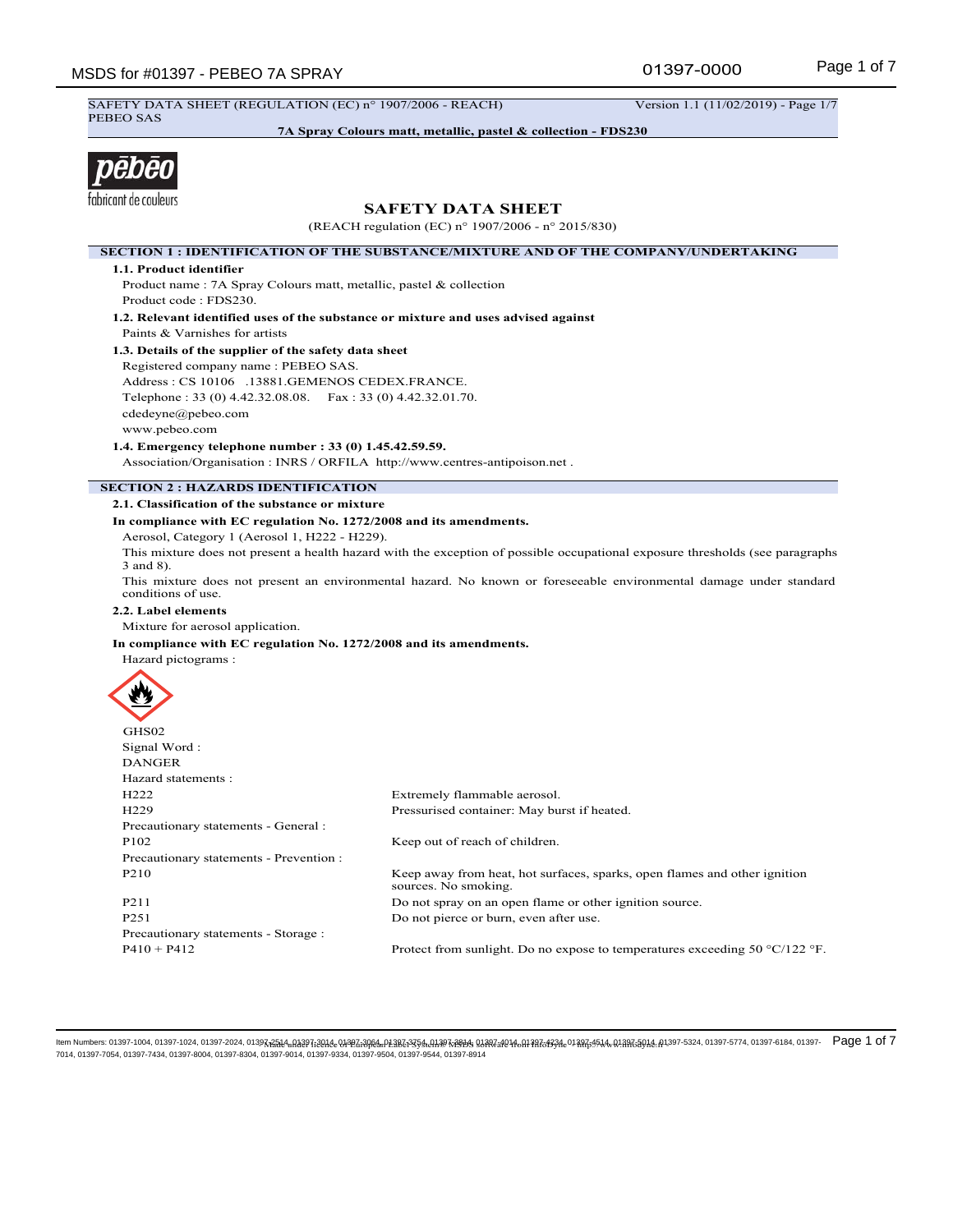SAFETY DATA SHEET (REGULATION (EC) n° 1907/2006 - REACH) Version 1.1 (11/02/2019) - Page 1/7
PEBEO SAS

**7A Spray Colours matt, metallic, pastel & collection - FDS230**

# SAFETY DATA SHEET

(REACH regulation (EC) n° 1907/2006 - n° 2015/830)

## SECTION 1 : IDENTIFICATION OF THE SUBSTANCE/MIXTURE AND OF THE COMPANY/UNDERTAKING

### 1.1. Product identifier

Product name : 7A Spray Colours matt, metallic, pastel & collection
Product code : FDS230.

### 1.2. Relevant identified uses of the substance or mixture and uses advised against

Paints & Varnishes for artists

### 1.3. Details of the supplier of the safety data sheet

Registered company name : PEBEO SAS.
Address : CS 10106 .13881.GEMENOS CEDEX.FRANCE.
Telephone : 33 (0) 4.42.32.08.08. Fax : 33 (0) 4.42.32.01.70.
cdedeyne@pebeo.com
www.pebeo.com

### 1.4. Emergency telephone number : 33 (0) 1.45.42.59.59.

Association/Organisation : INRS / ORFILA http://www.centres-antipoison.net .

## SECTION 2 : HAZARDS IDENTIFICATION

### 2.1. Classification of the substance or mixture

**In compliance with EC regulation No. 1272/2008 and its amendments.**

Aerosol, Category 1 (Aerosol 1, H222 - H229).

This mixture does not present a health hazard with the exception of possible occupational exposure thresholds (see paragraphs 3 and 8).

This mixture does not present an environmental hazard. No known or foreseeable environmental damage under standard conditions of use.

### 2.2. Label elements

Mixture for aerosol application.

**In compliance with EC regulation No. 1272/2008 and its amendments.**

Hazard pictograms :

GHS02

Signal Word :

DANGER

Hazard statements :

| | |
|---|---|
| H222 | Extremely flammable aerosol. |
| H229 | Pressurised container: May burst if heated. |

Precautionary statements - General :

| | |
|---|---|
| P102 | Keep out of reach of children. |

Precautionary statements - Prevention :

| | |
|---|---|
| P210 | Keep away from heat, hot surfaces, sparks, open flames and other ignition sources. No smoking. |
| P211 | Do not spray on an open flame or other ignition source. |
| P251 | Do not pierce or burn, even after use. |

Precautionary statements - Storage :

| | |
|---|---|
| P410 + P412 | Protect from sunlight. Do no expose to temperatures exceeding 50 °C/122 °F. |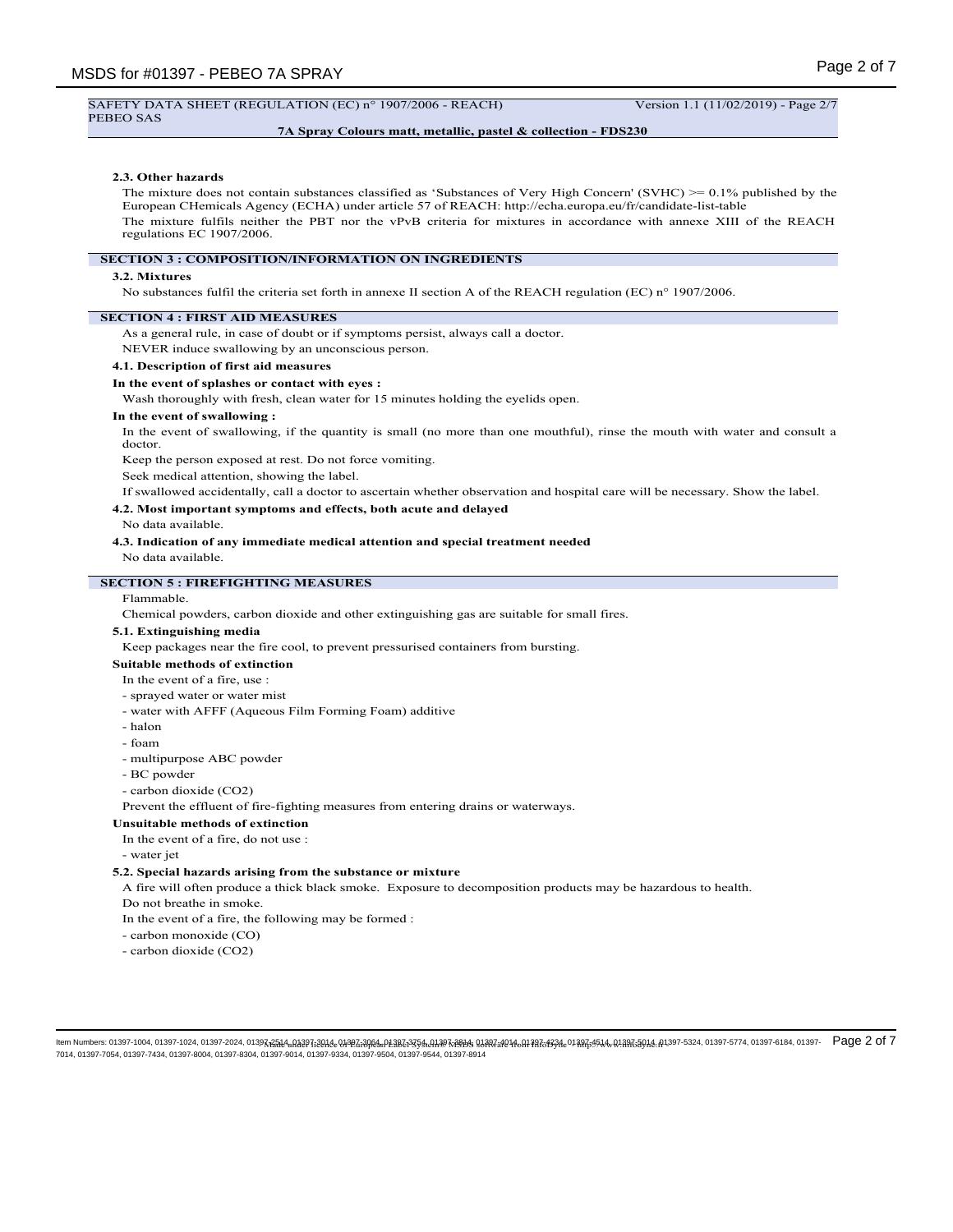#### 2.3. Other hazards

The mixture does not contain substances classified as 'Substances of Very High Concern' (SVHC) >= 0.1% published by the European CHemicals Agency (ECHA) under article 57 of REACH: http://echa.europa.eu/fr/candidate-list-table

The mixture fulfils neither the PBT nor the vPvB criteria for mixtures in accordance with annexe XIII of the REACH regulations EC 1907/2006.

## SECTION 3 : COMPOSITION/INFORMATION ON INGREDIENTS

#### 3.2. Mixtures

No substances fulfil the criteria set forth in annexe II section A of the REACH regulation (EC) n° 1907/2006.

## SECTION 4 : FIRST AID MEASURES

As a general rule, in case of doubt or if symptoms persist, always call a doctor.

NEVER induce swallowing by an unconscious person.

#### 4.1. Description of first aid measures

**In the event of splashes or contact with eyes :**

Wash thoroughly with fresh, clean water for 15 minutes holding the eyelids open.

**In the event of swallowing :**

In the event of swallowing, if the quantity is small (no more than one mouthful), rinse the mouth with water and consult a doctor.

Keep the person exposed at rest. Do not force vomiting.

Seek medical attention, showing the label.

If swallowed accidentally, call a doctor to ascertain whether observation and hospital care will be necessary. Show the label.

#### 4.2. Most important symptoms and effects, both acute and delayed

No data available.

#### 4.3. Indication of any immediate medical attention and special treatment needed

No data available.

## SECTION 5 : FIREFIGHTING MEASURES

Flammable.

Chemical powders, carbon dioxide and other extinguishing gas are suitable for small fires.

#### 5.1. Extinguishing media

Keep packages near the fire cool, to prevent pressurised containers from bursting.

**Suitable methods of extinction**

In the event of a fire, use :

- sprayed water or water mist
- water with AFFF (Aqueous Film Forming Foam) additive
- halon
- foam
- multipurpose ABC powder
- BC powder
- carbon dioxide ($CO_2$)

Prevent the effluent of fire-fighting measures from entering drains or waterways.

**Unsuitable methods of extinction**

In the event of a fire, do not use :

- water jet

#### 5.2. Special hazards arising from the substance or mixture

A fire will often produce a thick black smoke. Exposure to decomposition products may be hazardous to health.

Do not breathe in smoke.

In the event of a fire, the following may be formed :

- carbon monoxide (CO)
- carbon dioxide ($CO_2$)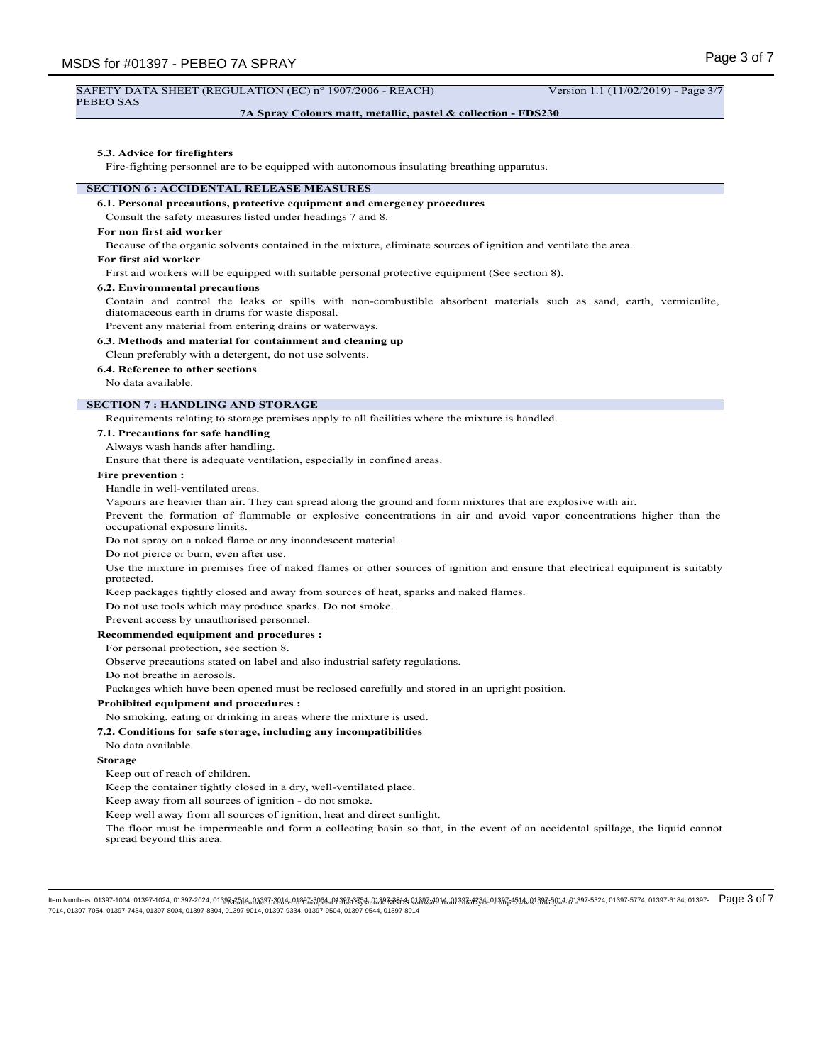#### 5.3. Advice for firefighters

Fire-fighting personnel are to be equipped with autonomous insulating breathing apparatus.

## SECTION 6 : ACCIDENTAL RELEASE MEASURES

#### 6.1. Personal precautions, protective equipment and emergency procedures

Consult the safety measures listed under headings 7 and 8.

**For non first aid worker**

Because of the organic solvents contained in the mixture, eliminate sources of ignition and ventilate the area.

**For first aid worker**

First aid workers will be equipped with suitable personal protective equipment (See section 8).

#### 6.2. Environmental precautions

Contain and control the leaks or spills with non-combustible absorbent materials such as sand, earth, vermiculite, diatomaceous earth in drums for waste disposal.

Prevent any material from entering drains or waterways.

#### 6.3. Methods and material for containment and cleaning up

Clean preferably with a detergent, do not use solvents.

#### 6.4. Reference to other sections

No data available.

## SECTION 7 : HANDLING AND STORAGE

Requirements relating to storage premises apply to all facilities where the mixture is handled.

#### 7.1. Precautions for safe handling

Always wash hands after handling.

Ensure that there is adequate ventilation, especially in confined areas.

**Fire prevention :**

Handle in well-ventilated areas.

Vapours are heavier than air. They can spread along the ground and form mixtures that are explosive with air.

Prevent the formation of flammable or explosive concentrations in air and avoid vapor concentrations higher than the occupational exposure limits.

Do not spray on a naked flame or any incandescent material.

Do not pierce or burn, even after use.

Use the mixture in premises free of naked flames or other sources of ignition and ensure that electrical equipment is suitably protected.

Keep packages tightly closed and away from sources of heat, sparks and naked flames.

Do not use tools which may produce sparks. Do not smoke.

Prevent access by unauthorised personnel.

**Recommended equipment and procedures :**

For personal protection, see section 8.

Observe precautions stated on label and also industrial safety regulations.

Do not breathe in aerosols.

Packages which have been opened must be reclosed carefully and stored in an upright position.

**Prohibited equipment and procedures :**

No smoking, eating or drinking in areas where the mixture is used.

#### 7.2. Conditions for safe storage, including any incompatibilities

No data available.

**Storage**

Keep out of reach of children.

Keep the container tightly closed in a dry, well-ventilated place.

Keep away from all sources of ignition - do not smoke.

Keep well away from all sources of ignition, heat and direct sunlight.

The floor must be impermeable and form a collecting basin so that, in the event of an accidental spillage, the liquid cannot spread beyond this area.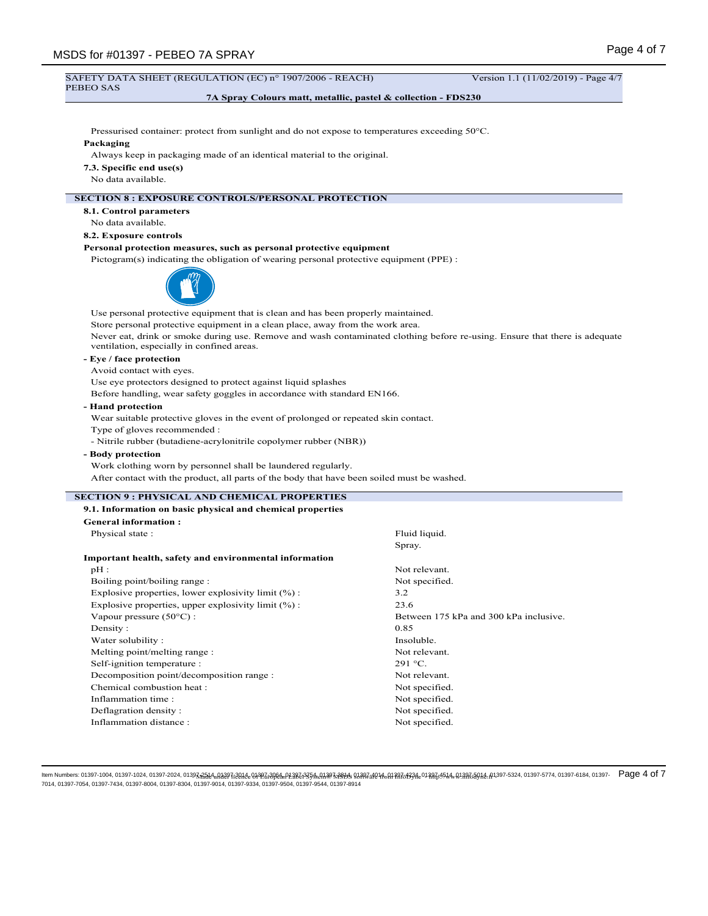Pressurised container: protect from sunlight and do not expose to temperatures exceeding 50°C.

**Packaging**

Always keep in packaging made of an identical material to the original.

**7.3. Specific end use(s)**

No data available.

## SECTION 8 : EXPOSURE CONTROLS/PERSONAL PROTECTION

**8.1. Control parameters**

No data available.

**8.2. Exposure controls**

**Personal protection measures, such as personal protective equipment**

Pictogram(s) indicating the obligation of wearing personal protective equipment (PPE) :

Use personal protective equipment that is clean and has been properly maintained.

Store personal protective equipment in a clean place, away from the work area.

Never eat, drink or smoke during use. Remove and wash contaminated clothing before re-using. Ensure that there is adequate ventilation, especially in confined areas.

**- Eye / face protection**

Avoid contact with eyes.

Use eye protectors designed to protect against liquid splashes

Before handling, wear safety goggles in accordance with standard EN166.

**- Hand protection**

Wear suitable protective gloves in the event of prolonged or repeated skin contact.

Type of gloves recommended :

- Nitrile rubber (butadiene-acrylonitrile copolymer rubber (NBR))

**- Body protection**

Work clothing worn by personnel shall be laundered regularly.

After contact with the product, all parts of the body that have been soiled must be washed.

## SECTION 9 : PHYSICAL AND CHEMICAL PROPERTIES

**9.1. Information on basic physical and chemical properties**

**General information :**

| | |
|---|---|
| Physical state : | Fluid liquid. Spray. |

**Important health, safety and environmental information**

| | |
|---|---|
| pH : | Not relevant. |
| Boiling point/boiling range : | Not specified. |
| Explosive properties, lower explosivity limit (%) : | 3.2 |
| Explosive properties, upper explosivity limit (%) : | 23.6 |
| Vapour pressure (50°C) : | Between 175 kPa and 300 kPa inclusive. |
| Density : | 0.85 |
| Water solubility : | Insoluble. |
| Melting point/melting range : | Not relevant. |
| Self-ignition temperature : | 291 °C. |
| Decomposition point/decomposition range : | Not relevant. |
| Chemical combustion heat : | Not specified. |
| Inflammation time : | Not specified. |
| Deflagration density : | Not specified. |
| Inflammation distance : | Not specified. |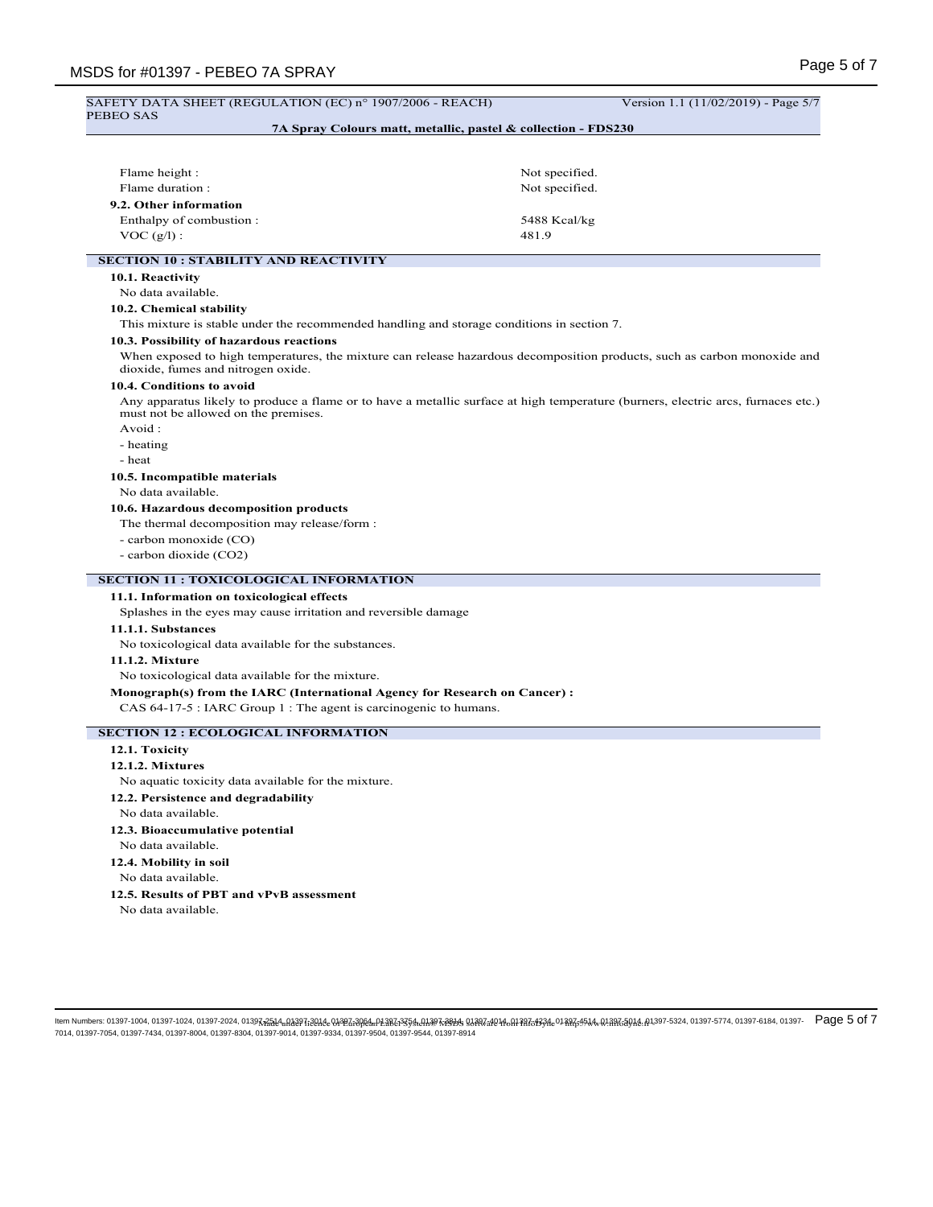| | |
|---|---|
| Flame height : | Not specified. |
| Flame duration : | Not specified. |

**9.2. Other information**

| | |
|---|---|
| Enthalpy of combustion : | 5488 Kcal/kg |
| VOC (g/l) : | 481.9 |

## SECTION 10 : STABILITY AND REACTIVITY

**10.1. Reactivity**

No data available.

**10.2. Chemical stability**

This mixture is stable under the recommended handling and storage conditions in section 7.

**10.3. Possibility of hazardous reactions**

When exposed to high temperatures, the mixture can release hazardous decomposition products, such as carbon monoxide and dioxide, fumes and nitrogen oxide.

**10.4. Conditions to avoid**

Any apparatus likely to produce a flame or to have a metallic surface at high temperature (burners, electric arcs, furnaces etc.) must not be allowed on the premises.

Avoid :

- heating
- heat

**10.5. Incompatible materials**

No data available.

**10.6. Hazardous decomposition products**

The thermal decomposition may release/form :

- carbon monoxide (CO)
- carbon dioxide ($CO_2$)

## SECTION 11 : TOXICOLOGICAL INFORMATION

**11.1. Information on toxicological effects**

Splashes in the eyes may cause irritation and reversible damage

**11.1.1. Substances**

No toxicological data available for the substances.

**11.1.2. Mixture**

No toxicological data available for the mixture.

**Monograph(s) from the IARC (International Agency for Research on Cancer) :**

CAS 64-17-5 : IARC Group 1 : The agent is carcinogenic to humans.

## SECTION 12 : ECOLOGICAL INFORMATION

**12.1. Toxicity**

**12.1.2. Mixtures**

No aquatic toxicity data available for the mixture.

**12.2. Persistence and degradability**

No data available.

**12.3. Bioaccumulative potential**

No data available.

**12.4. Mobility in soil**

No data available.

**12.5. Results of PBT and vPvB assessment**

No data available.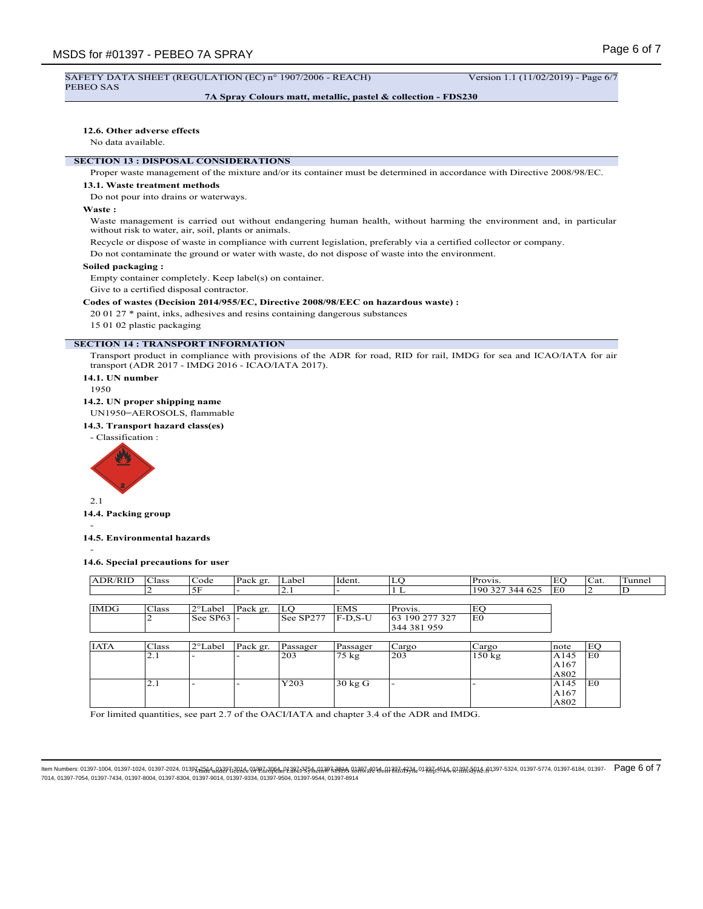SAFETY DATA SHEET (REGULATION (EC) n° 1907/2006 - REACH) Version 1.1 (11/02/2019) - Page 6/7
PEBEO SAS

**7A Spray Colours matt, metallic, pastel & collection - FDS230**

**12.6. Other adverse effects**

No data available.

## SECTION 13 : DISPOSAL CONSIDERATIONS

Proper waste management of the mixture and/or its container must be determined in accordance with Directive 2008/98/EC.

**13.1. Waste treatment methods**

Do not pour into drains or waterways.

**Waste :**

Waste management is carried out without endangering human health, without harming the environment and, in particular without risk to water, air, soil, plants or animals.

Recycle or dispose of waste in compliance with current legislation, preferably via a certified collector or company.

Do not contaminate the ground or water with waste, do not dispose of waste into the environment.

**Soiled packaging :**

Empty container completely. Keep label(s) on container.

Give to a certified disposal contractor.

**Codes of wastes (Decision 2014/955/EC, Directive 2008/98/EEC on hazardous waste) :**

20 01 27 * paint, inks, adhesives and resins containing dangerous substances

15 01 02 plastic packaging

## SECTION 14 : TRANSPORT INFORMATION

Transport product in compliance with provisions of the ADR for road, RID for rail, IMDG for sea and ICAO/IATA for air transport (ADR 2017 - IMDG 2016 - ICAO/IATA 2017).

**14.1. UN number**

1950

**14.2. UN proper shipping name**

UN1950=AEROSOLS, flammable

**14.3. Transport hazard class(es)**

- Classification :

2.1

**14.4. Packing group**

-

**14.5. Environmental hazards**

-

**14.6. Special precautions for user**

| ADR/RID | Class | Code | Pack gr. | Label | Ident. | LQ | Provis. | EQ | Cat. | Tunnel |
|---|---|---|---|---|---|---|---|---|---|---|
| | 2 | 5F | - | 2.1 | - | 1 L | 190 327 344 625 | E0 | 2 | D |

| IMDG | Class | 2°Label | Pack gr. | LQ | EMS | Provis. | EQ |
|---|---|---|---|---|---|---|---|
| | 2 | See SP63 | - | See SP277 | F-D,S-U | 63 190 277 327 344 381 959 | E0 |

| IATA | Class | 2°Label | Pack gr. | Passager | Passager | Cargo | Cargo | note | EQ |
|---|---|---|---|---|---|---|---|---|---|
| | 2.1 | - | - | 203 | 75 kg | 203 | 150 kg | A145 A167 A802 | E0 |
| | 2.1 | - | - | Y203 | 30 kg G | - | - | A145 A167 A802 | E0 |

For limited quantities, see part 2.7 of the OACI/IATA and chapter 3.4 of the ADR and IMDG.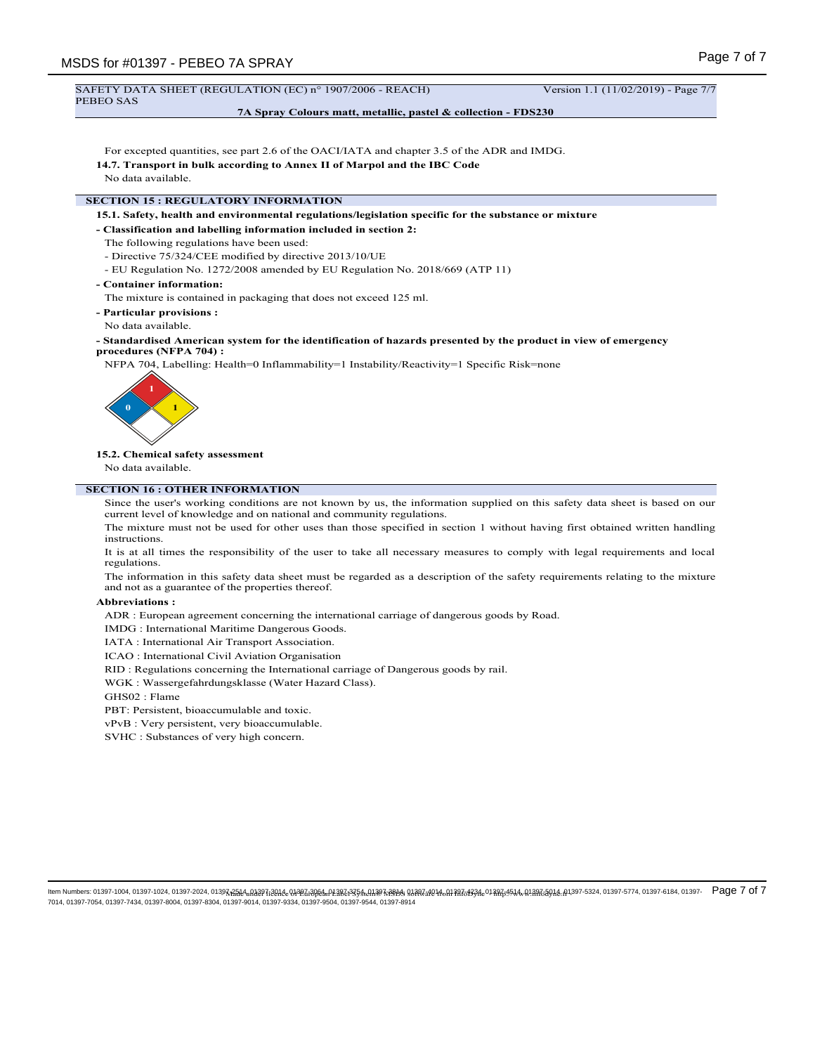For excepted quantities, see part 2.6 of the OACI/IATA and chapter 3.5 of the ADR and IMDG.

**14.7. Transport in bulk according to Annex II of Marpol and the IBC Code**

No data available.

## SECTION 15 : REGULATORY INFORMATION

**15.1. Safety, health and environmental regulations/legislation specific for the substance or mixture**

**- Classification and labelling information included in section 2:**

The following regulations have been used:

- Directive 75/324/CEE modified by directive 2013/10/UE
- EU Regulation No. 1272/2008 amended by EU Regulation No. 2018/669 (ATP 11)

**- Container information:**

The mixture is contained in packaging that does not exceed 125 ml.

**- Particular provisions :**

No data available.

**- Standardised American system for the identification of hazards presented by the product in view of emergency procedures (NFPA 704) :**

NFPA 704, Labelling: Health=0 Inflammability=1 Instability/Reactivity=1 Specific Risk=none

1

0

1

**15.2. Chemical safety assessment**

No data available.

## SECTION 16 : OTHER INFORMATION

Since the user's working conditions are not known by us, the information supplied on this safety data sheet is based on our current level of knowledge and on national and community regulations.

The mixture must not be used for other uses than those specified in section 1 without having first obtained written handling instructions.

It is at all times the responsibility of the user to take all necessary measures to comply with legal requirements and local regulations.

The information in this safety data sheet must be regarded as a description of the safety requirements relating to the mixture and not as a guarantee of the properties thereof.

**Abbreviations :**

ADR : European agreement concerning the international carriage of dangerous goods by Road.

IMDG : International Maritime Dangerous Goods.

IATA : International Air Transport Association.

ICAO : International Civil Aviation Organisation

RID : Regulations concerning the International carriage of Dangerous goods by rail.

WGK : Wassergefahrdungsklasse (Water Hazard Class).

GHS02 : Flame

PBT: Persistent, bioaccumulable and toxic.

vPvB : Very persistent, very bioaccumulable.

SVHC : Substances of very high concern.